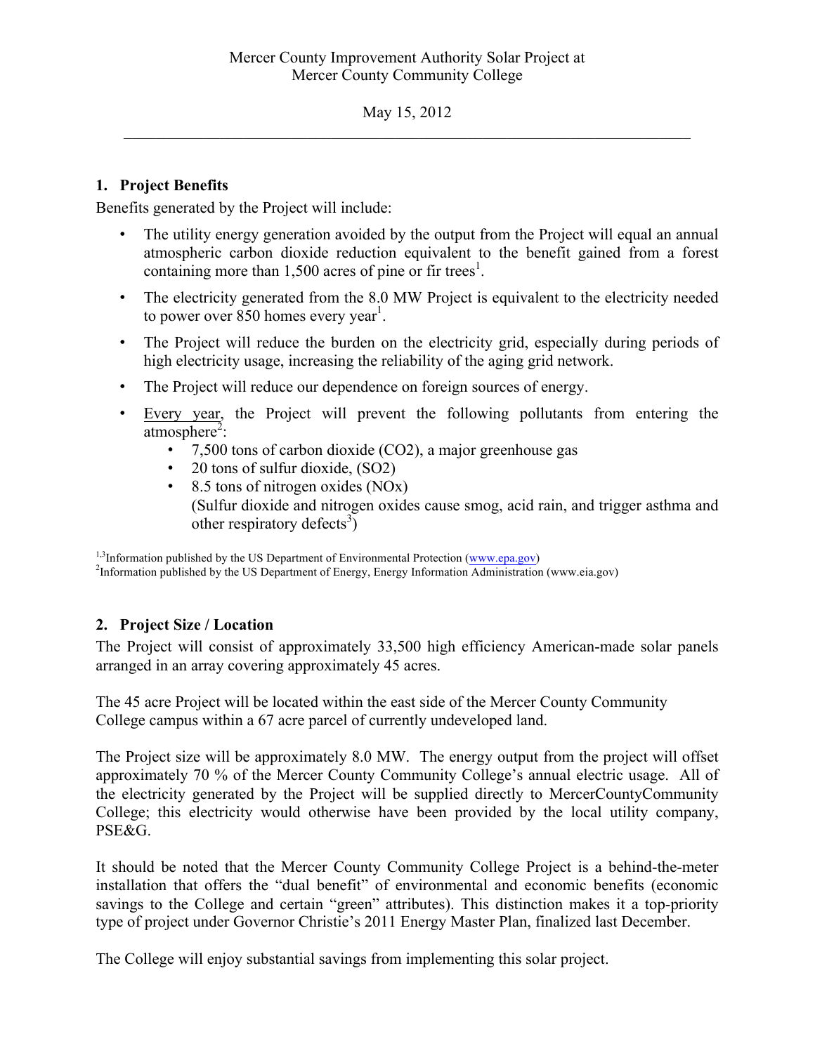Mercer County Improvement Authority Solar Project at
Mercer County Community College

May 15, 2012

---

## 1. Project Benefits

Benefits generated by the Project will include:

- The utility energy generation avoided by the output from the Project will equal an annual atmospheric carbon dioxide reduction equivalent to the benefit gained from a forest containing more than 1,500 acres of pine or fir trees[1].
- The electricity generated from the 8.0 MW Project is equivalent to the electricity needed to power over 850 homes every year[1].
- The Project will reduce the burden on the electricity grid, especially during periods of high electricity usage, increasing the reliability of the aging grid network.
- The Project will reduce our dependence on foreign sources of energy.
- Every year, the Project will prevent the following pollutants from entering the atmosphere[2]:
  - 7,500 tons of carbon dioxide (CO2), a major greenhouse gas
  - 20 tons of sulfur dioxide, (SO2)
  - 8.5 tons of nitrogen oxides (NOx)
    (Sulfur dioxide and nitrogen oxides cause smog, acid rain, and trigger asthma and other respiratory defects[3])

[1,3]Information published by the US Department of Environmental Protection (www.epa.gov)
[2]Information published by the US Department of Energy, Energy Information Administration (www.eia.gov)

## 2. Project Size / Location

The Project will consist of approximately 33,500 high efficiency American-made solar panels arranged in an array covering approximately 45 acres.

The 45 acre Project will be located within the east side of the Mercer County Community College campus within a 67 acre parcel of currently undeveloped land.

The Project size will be approximately 8.0 MW. The energy output from the project will offset approximately 70 % of the Mercer County Community College's annual electric usage. All of the electricity generated by the Project will be supplied directly to MercerCountyCommunity College; this electricity would otherwise have been provided by the local utility company, PSE&G.

It should be noted that the Mercer County Community College Project is a behind-the-meter installation that offers the "dual benefit" of environmental and economic benefits (economic savings to the College and certain "green" attributes). This distinction makes it a top-priority type of project under Governor Christie's 2011 Energy Master Plan, finalized last December.

The College will enjoy substantial savings from implementing this solar project.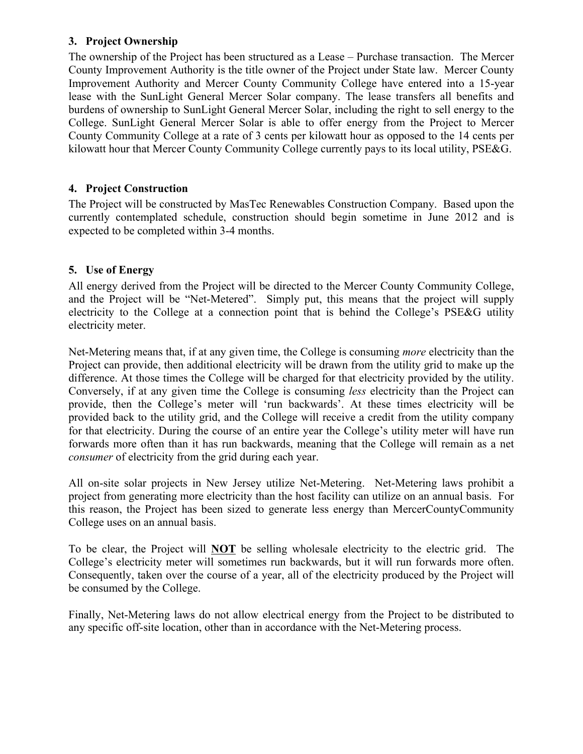### 3. Project Ownership

The ownership of the Project has been structured as a Lease – Purchase transaction. The Mercer County Improvement Authority is the title owner of the Project under State law. Mercer County Improvement Authority and Mercer County Community College have entered into a 15-year lease with the SunLight General Mercer Solar company. The lease transfers all benefits and burdens of ownership to SunLight General Mercer Solar, including the right to sell energy to the College. SunLight General Mercer Solar is able to offer energy from the Project to Mercer County Community College at a rate of 3 cents per kilowatt hour as opposed to the 14 cents per kilowatt hour that Mercer County Community College currently pays to its local utility, PSE&G.

### 4. Project Construction

The Project will be constructed by MasTec Renewables Construction Company. Based upon the currently contemplated schedule, construction should begin sometime in June 2012 and is expected to be completed within 3-4 months.

### 5. Use of Energy

All energy derived from the Project will be directed to the Mercer County Community College, and the Project will be "Net-Metered". Simply put, this means that the project will supply electricity to the College at a connection point that is behind the College's PSE&G utility electricity meter.

Net-Metering means that, if at any given time, the College is consuming *more* electricity than the Project can provide, then additional electricity will be drawn from the utility grid to make up the difference. At those times the College will be charged for that electricity provided by the utility. Conversely, if at any given time the College is consuming *less* electricity than the Project can provide, then the College's meter will 'run backwards'. At these times electricity will be provided back to the utility grid, and the College will receive a credit from the utility company for that electricity. During the course of an entire year the College's utility meter will have run forwards more often than it has run backwards, meaning that the College will remain as a net *consumer* of electricity from the grid during each year.

All on-site solar projects in New Jersey utilize Net-Metering. Net-Metering laws prohibit a project from generating more electricity than the host facility can utilize on an annual basis. For this reason, the Project has been sized to generate less energy than MercerCountyCommunity College uses on an annual basis.

To be clear, the Project will <u>**NOT**</u> be selling wholesale electricity to the electric grid. The College's electricity meter will sometimes run backwards, but it will run forwards more often. Consequently, taken over the course of a year, all of the electricity produced by the Project will be consumed by the College.

Finally, Net-Metering laws do not allow electrical energy from the Project to be distributed to any specific off-site location, other than in accordance with the Net-Metering process.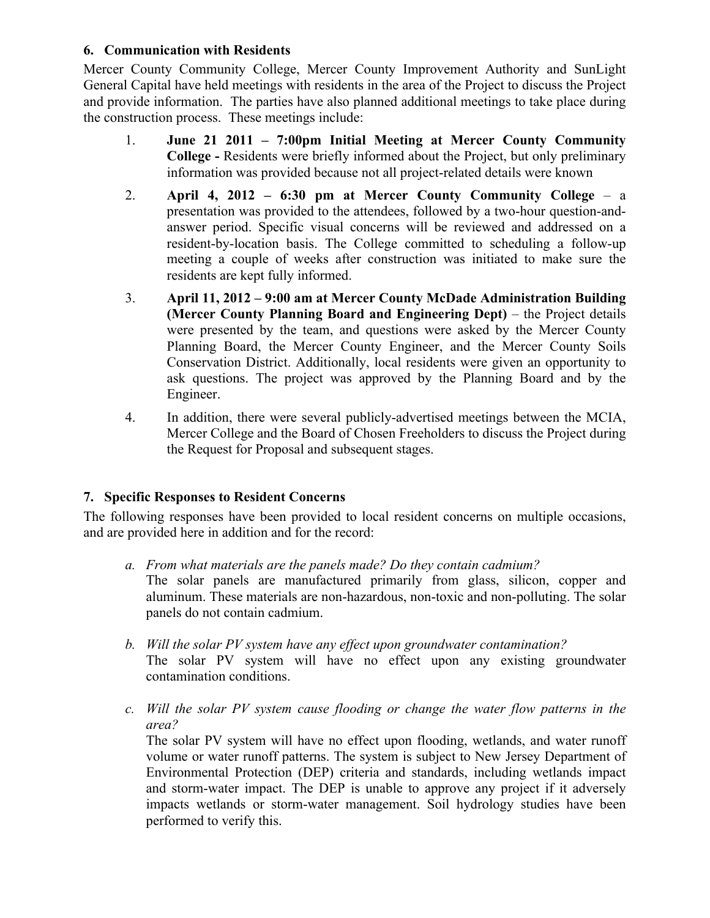### 6. Communication with Residents

Mercer County Community College, Mercer County Improvement Authority and SunLight General Capital have held meetings with residents in the area of the Project to discuss the Project and provide information. The parties have also planned additional meetings to take place during the construction process. These meetings include:

1. **June 21 2011 – 7:00pm Initial Meeting at Mercer County Community College -** Residents were briefly informed about the Project, but only preliminary information was provided because not all project-related details were known
2. **April 4, 2012 – 6:30 pm at Mercer County Community College** – a presentation was provided to the attendees, followed by a two-hour question-and-answer period. Specific visual concerns will be reviewed and addressed on a resident-by-location basis. The College committed to scheduling a follow-up meeting a couple of weeks after construction was initiated to make sure the residents are kept fully informed.
3. **April 11, 2012 – 9:00 am at Mercer County McDade Administration Building (Mercer County Planning Board and Engineering Dept)** – the Project details were presented by the team, and questions were asked by the Mercer County Planning Board, the Mercer County Engineer, and the Mercer County Soils Conservation District. Additionally, local residents were given an opportunity to ask questions. The project was approved by the Planning Board and by the Engineer.
4. In addition, there were several publicly-advertised meetings between the MCIA, Mercer College and the Board of Chosen Freeholders to discuss the Project during the Request for Proposal and subsequent stages.

### 7. Specific Responses to Resident Concerns

The following responses have been provided to local resident concerns on multiple occasions, and are provided here in addition and for the record:

a. *From what materials are the panels made? Do they contain cadmium?*
   The solar panels are manufactured primarily from glass, silicon, copper and aluminum. These materials are non-hazardous, non-toxic and non-polluting. The solar panels do not contain cadmium.

b. *Will the solar PV system have any effect upon groundwater contamination?*
   The solar PV system will have no effect upon any existing groundwater contamination conditions.

c. *Will the solar PV system cause flooding or change the water flow patterns in the area?*
   The solar PV system will have no effect upon flooding, wetlands, and water runoff volume or water runoff patterns. The system is subject to New Jersey Department of Environmental Protection (DEP) criteria and standards, including wetlands impact and storm-water impact. The DEP is unable to approve any project if it adversely impacts wetlands or storm-water management. Soil hydrology studies have been performed to verify this.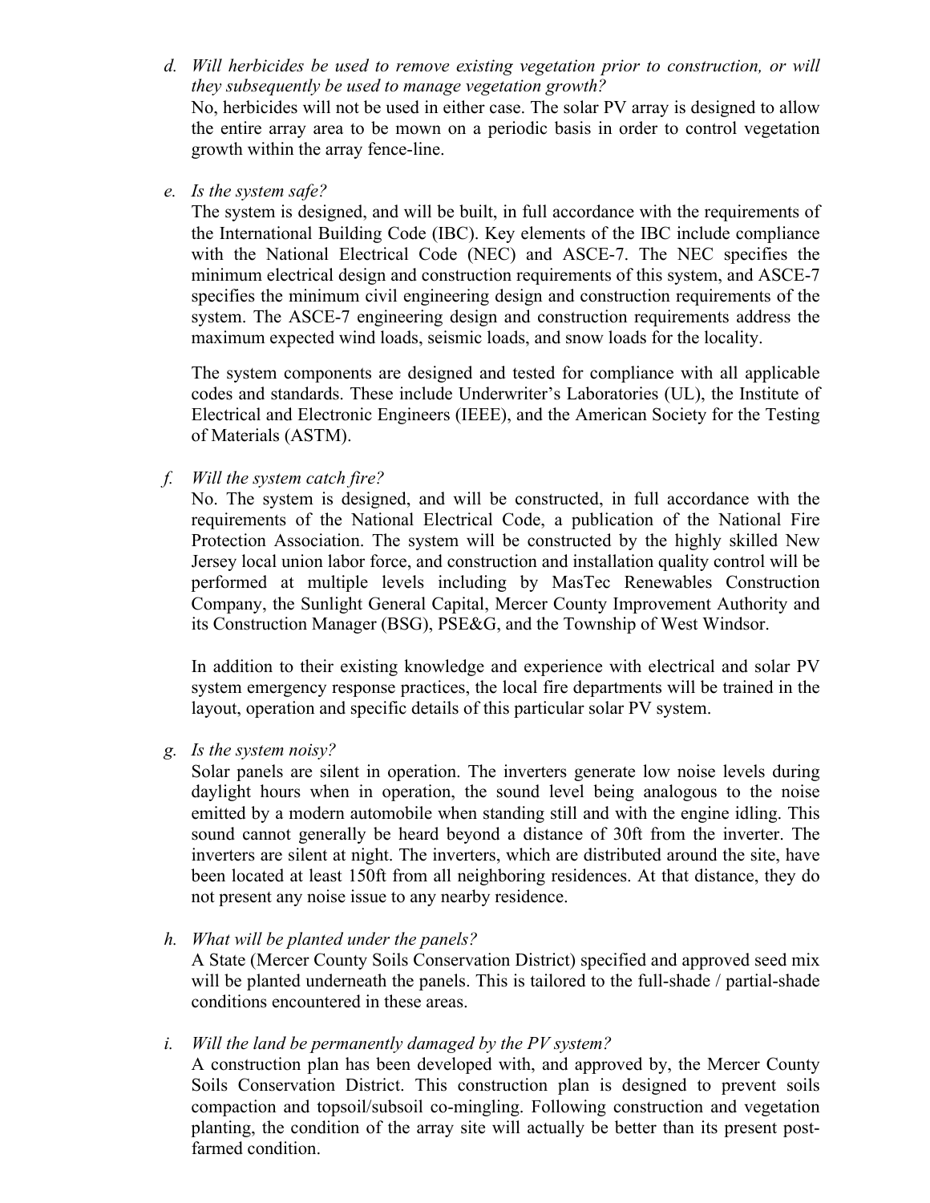d. *Will herbicides be used to remove existing vegetation prior to construction, or will they subsequently be used to manage vegetation growth?*

   No, herbicides will not be used in either case. The solar PV array is designed to allow the entire array area to be mown on a periodic basis in order to control vegetation growth within the array fence-line.

e. *Is the system safe?*

   The system is designed, and will be built, in full accordance with the requirements of the International Building Code (IBC). Key elements of the IBC include compliance with the National Electrical Code (NEC) and ASCE-7. The NEC specifies the minimum electrical design and construction requirements of this system, and ASCE-7 specifies the minimum civil engineering design and construction requirements of the system. The ASCE-7 engineering design and construction requirements address the maximum expected wind loads, seismic loads, and snow loads for the locality.

   The system components are designed and tested for compliance with all applicable codes and standards. These include Underwriter's Laboratories (UL), the Institute of Electrical and Electronic Engineers (IEEE), and the American Society for the Testing of Materials (ASTM).

f. *Will the system catch fire?*

   No. The system is designed, and will be constructed, in full accordance with the requirements of the National Electrical Code, a publication of the National Fire Protection Association. The system will be constructed by the highly skilled New Jersey local union labor force, and construction and installation quality control will be performed at multiple levels including by MasTec Renewables Construction Company, the Sunlight General Capital, Mercer County Improvement Authority and its Construction Manager (BSG), PSE&G, and the Township of West Windsor.

   In addition to their existing knowledge and experience with electrical and solar PV system emergency response practices, the local fire departments will be trained in the layout, operation and specific details of this particular solar PV system.

g. *Is the system noisy?*

   Solar panels are silent in operation. The inverters generate low noise levels during daylight hours when in operation, the sound level being analogous to the noise emitted by a modern automobile when standing still and with the engine idling. This sound cannot generally be heard beyond a distance of 30ft from the inverter. The inverters are silent at night. The inverters, which are distributed around the site, have been located at least 150ft from all neighboring residences. At that distance, they do not present any noise issue to any nearby residence.

h. *What will be planted under the panels?*

   A State (Mercer County Soils Conservation District) specified and approved seed mix will be planted underneath the panels. This is tailored to the full-shade / partial-shade conditions encountered in these areas.

i. *Will the land be permanently damaged by the PV system?*

   A construction plan has been developed with, and approved by, the Mercer County Soils Conservation District. This construction plan is designed to prevent soils compaction and topsoil/subsoil co-mingling. Following construction and vegetation planting, the condition of the array site will actually be better than its present post-farmed condition.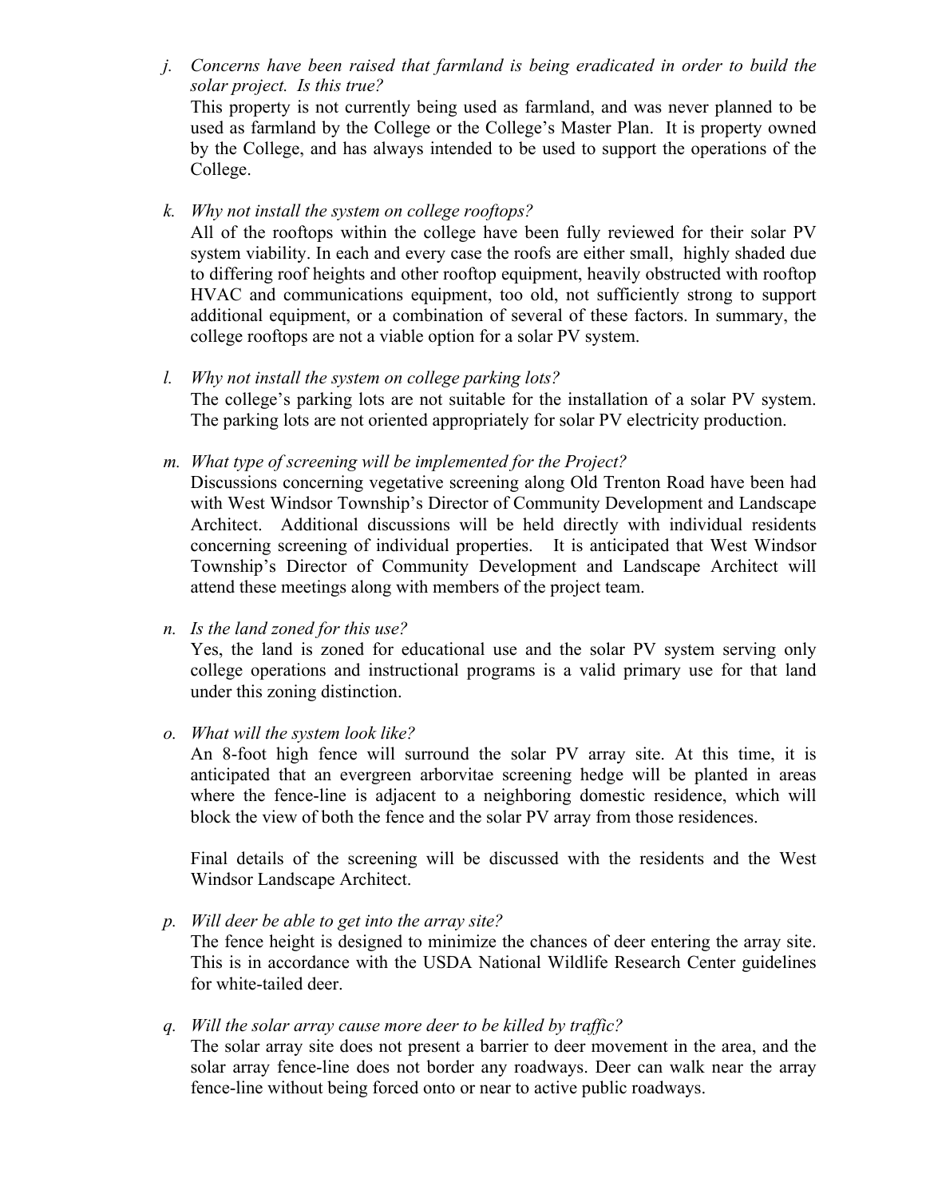j. *Concerns have been raised that farmland is being eradicated in order to build the solar project. Is this true?*
   This property is not currently being used as farmland, and was never planned to be used as farmland by the College or the College's Master Plan. It is property owned by the College, and has always intended to be used to support the operations of the College.

k. *Why not install the system on college rooftops?*
   All of the rooftops within the college have been fully reviewed for their solar PV system viability. In each and every case the roofs are either small, highly shaded due to differing roof heights and other rooftop equipment, heavily obstructed with rooftop HVAC and communications equipment, too old, not sufficiently strong to support additional equipment, or a combination of several of these factors. In summary, the college rooftops are not a viable option for a solar PV system.

l. *Why not install the system on college parking lots?*
   The college's parking lots are not suitable for the installation of a solar PV system. The parking lots are not oriented appropriately for solar PV electricity production.

m. *What type of screening will be implemented for the Project?*
   Discussions concerning vegetative screening along Old Trenton Road have been had with West Windsor Township's Director of Community Development and Landscape Architect. Additional discussions will be held directly with individual residents concerning screening of individual properties. It is anticipated that West Windsor Township's Director of Community Development and Landscape Architect will attend these meetings along with members of the project team.

n. *Is the land zoned for this use?*
   Yes, the land is zoned for educational use and the solar PV system serving only college operations and instructional programs is a valid primary use for that land under this zoning distinction.

o. *What will the system look like?*
   An 8-foot high fence will surround the solar PV array site. At this time, it is anticipated that an evergreen arborvitae screening hedge will be planted in areas where the fence-line is adjacent to a neighboring domestic residence, which will block the view of both the fence and the solar PV array from those residences.

   Final details of the screening will be discussed with the residents and the West Windsor Landscape Architect.

p. *Will deer be able to get into the array site?*
   The fence height is designed to minimize the chances of deer entering the array site. This is in accordance with the USDA National Wildlife Research Center guidelines for white-tailed deer.

q. *Will the solar array cause more deer to be killed by traffic?*
   The solar array site does not present a barrier to deer movement in the area, and the solar array fence-line does not border any roadways. Deer can walk near the array fence-line without being forced onto or near to active public roadways.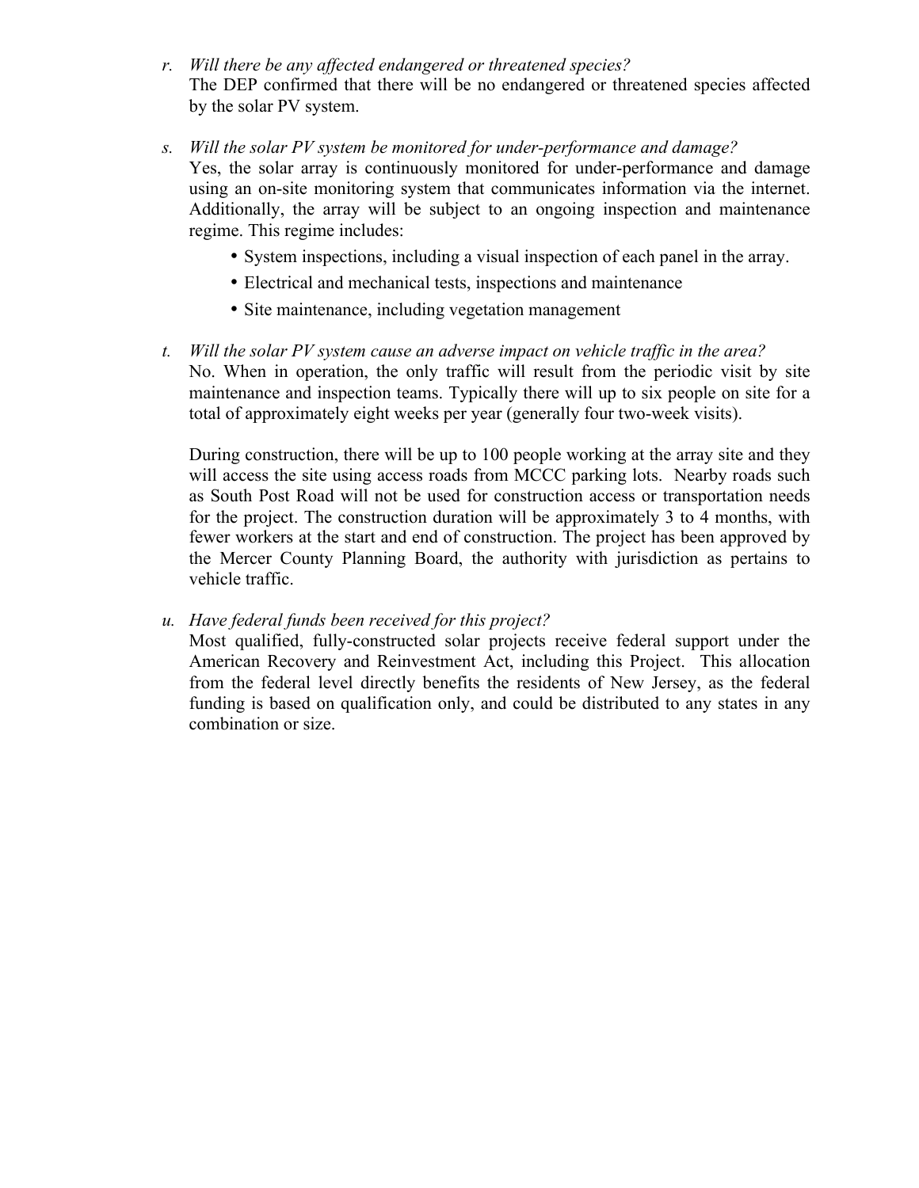r. *Will there be any affected endangered or threatened species?*
The DEP confirmed that there will be no endangered or threatened species affected by the solar PV system.

s. *Will the solar PV system be monitored for under-performance and damage?*
Yes, the solar array is continuously monitored for under-performance and damage using an on-site monitoring system that communicates information via the internet. Additionally, the array will be subject to an ongoing inspection and maintenance regime. This regime includes:

- System inspections, including a visual inspection of each panel in the array.
- Electrical and mechanical tests, inspections and maintenance
- Site maintenance, including vegetation management

t. *Will the solar PV system cause an adverse impact on vehicle traffic in the area?*
No. When in operation, the only traffic will result from the periodic visit by site maintenance and inspection teams. Typically there will up to six people on site for a total of approximately eight weeks per year (generally four two-week visits).

During construction, there will be up to 100 people working at the array site and they will access the site using access roads from MCCC parking lots. Nearby roads such as South Post Road will not be used for construction access or transportation needs for the project. The construction duration will be approximately 3 to 4 months, with fewer workers at the start and end of construction. The project has been approved by the Mercer County Planning Board, the authority with jurisdiction as pertains to vehicle traffic.

u. *Have federal funds been received for this project?*
Most qualified, fully-constructed solar projects receive federal support under the American Recovery and Reinvestment Act, including this Project. This allocation from the federal level directly benefits the residents of New Jersey, as the federal funding is based on qualification only, and could be distributed to any states in any combination or size.